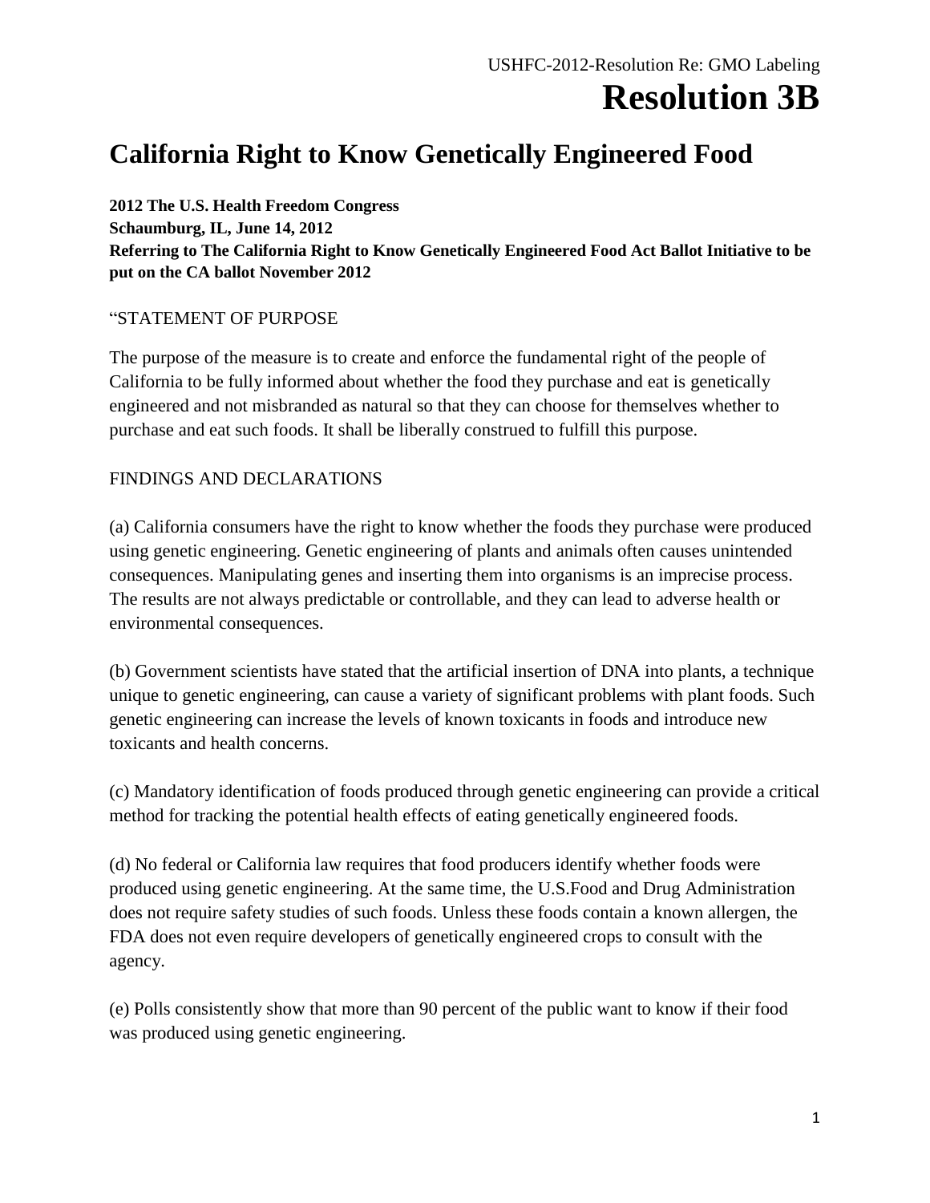USHFC-2012-Resolution Re: GMO Labeling

# Resolution 3B

## California Right to Know Genetically Engineered Food

**2012 The U.S. Health Freedom Congress**
**Schaumburg, IL, June 14, 2012**
**Referring to The California Right to Know Genetically Engineered Food Act Ballot Initiative to be put on the CA ballot November 2012**

"STATEMENT OF PURPOSE

The purpose of the measure is to create and enforce the fundamental right of the people of California to be fully informed about whether the food they purchase and eat is genetically engineered and not misbranded as natural so that they can choose for themselves whether to purchase and eat such foods. It shall be liberally construed to fulfill this purpose.

FINDINGS AND DECLARATIONS

(a) California consumers have the right to know whether the foods they purchase were produced using genetic engineering. Genetic engineering of plants and animals often causes unintended consequences. Manipulating genes and inserting them into organisms is an imprecise process. The results are not always predictable or controllable, and they can lead to adverse health or environmental consequences.

(b) Government scientists have stated that the artificial insertion of DNA into plants, a technique unique to genetic engineering, can cause a variety of significant problems with plant foods. Such genetic engineering can increase the levels of known toxicants in foods and introduce new toxicants and health concerns.

(c) Mandatory identification of foods produced through genetic engineering can provide a critical method for tracking the potential health effects of eating genetically engineered foods.

(d) No federal or California law requires that food producers identify whether foods were produced using genetic engineering. At the same time, the U.S.Food and Drug Administration does not require safety studies of such foods. Unless these foods contain a known allergen, the FDA does not even require developers of genetically engineered crops to consult with the agency.

(e) Polls consistently show that more than 90 percent of the public want to know if their food was produced using genetic engineering.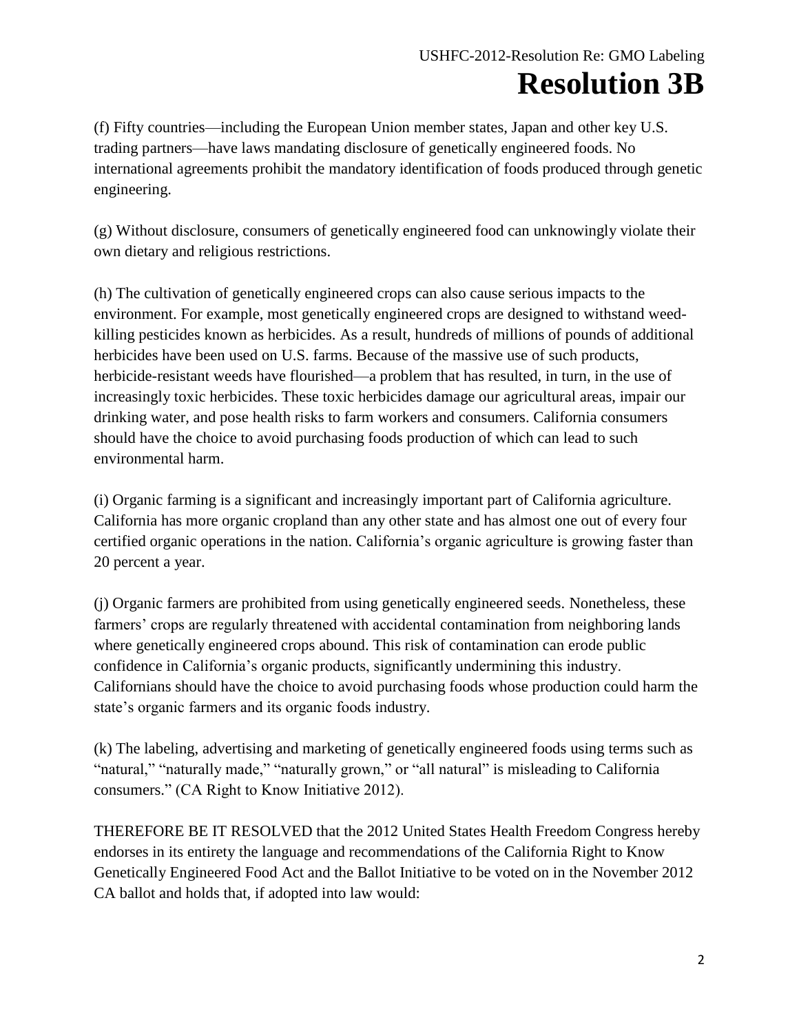(f) Fifty countries—including the European Union member states, Japan and other key U.S. trading partners—have laws mandating disclosure of genetically engineered foods. No international agreements prohibit the mandatory identification of foods produced through genetic engineering.

(g) Without disclosure, consumers of genetically engineered food can unknowingly violate their own dietary and religious restrictions.

(h) The cultivation of genetically engineered crops can also cause serious impacts to the environment. For example, most genetically engineered crops are designed to withstand weed-killing pesticides known as herbicides. As a result, hundreds of millions of pounds of additional herbicides have been used on U.S. farms. Because of the massive use of such products, herbicide-resistant weeds have flourished—a problem that has resulted, in turn, in the use of increasingly toxic herbicides. These toxic herbicides damage our agricultural areas, impair our drinking water, and pose health risks to farm workers and consumers. California consumers should have the choice to avoid purchasing foods production of which can lead to such environmental harm.

(i) Organic farming is a significant and increasingly important part of California agriculture. California has more organic cropland than any other state and has almost one out of every four certified organic operations in the nation. California's organic agriculture is growing faster than 20 percent a year.

(j) Organic farmers are prohibited from using genetically engineered seeds. Nonetheless, these farmers' crops are regularly threatened with accidental contamination from neighboring lands where genetically engineered crops abound. This risk of contamination can erode public confidence in California's organic products, significantly undermining this industry. Californians should have the choice to avoid purchasing foods whose production could harm the state's organic farmers and its organic foods industry.

(k) The labeling, advertising and marketing of genetically engineered foods using terms such as "natural," "naturally made," "naturally grown," or "all natural" is misleading to California consumers." (CA Right to Know Initiative 2012).

THEREFORE BE IT RESOLVED that the 2012 United States Health Freedom Congress hereby endorses in its entirety the language and recommendations of the California Right to Know Genetically Engineered Food Act and the Ballot Initiative to be voted on in the November 2012 CA ballot and holds that, if adopted into law would: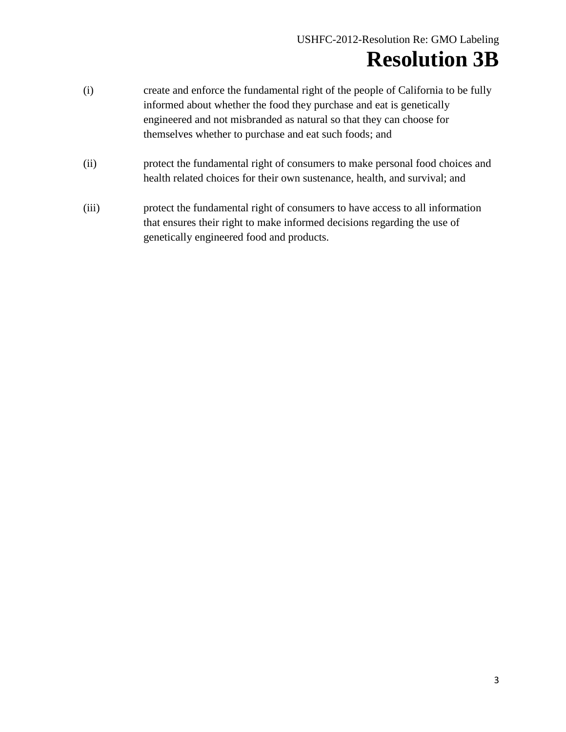(i) create and enforce the fundamental right of the people of California to be fully informed about whether the food they purchase and eat is genetically engineered and not misbranded as natural so that they can choose for themselves whether to purchase and eat such foods; and

(ii) protect the fundamental right of consumers to make personal food choices and health related choices for their own sustenance, health, and survival; and

(iii) protect the fundamental right of consumers to have access to all information that ensures their right to make informed decisions regarding the use of genetically engineered food and products.